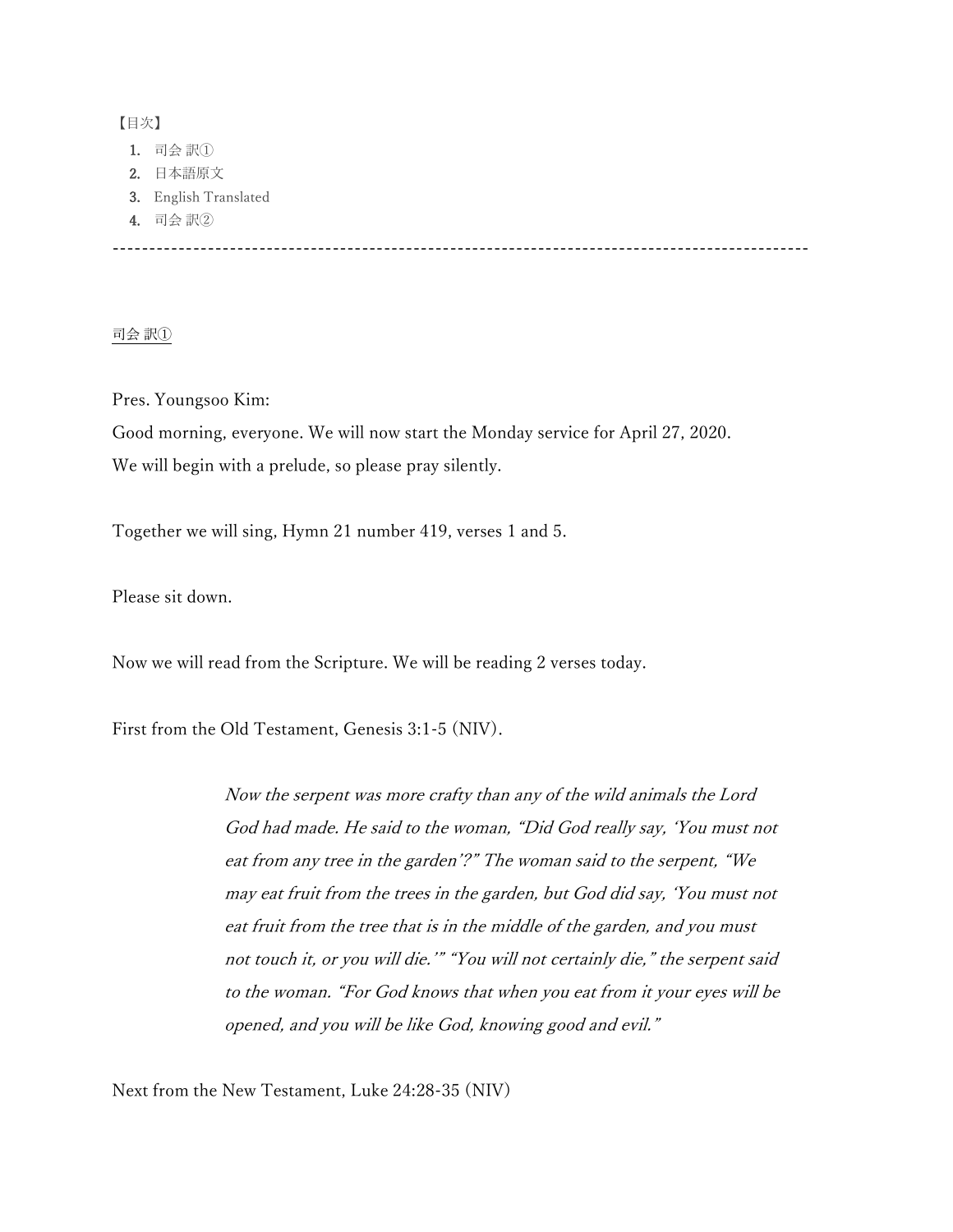【目次】

1. 司会 訳①
2. 日本語原文
3. English Translated
4. 司会 訳②

----------------------------------------------------------------------------------------------------

司会 訳①

Pres. Youngsoo Kim:

Good morning, everyone. We will now start the Monday service for April 27, 2020.

We will begin with a prelude, so please pray silently.

Together we will sing, Hymn 21 number 419, verses 1 and 5.

Please sit down.

Now we will read from the Scripture. We will be reading 2 verses today.

First from the Old Testament, Genesis 3:1-5 (NIV).

> *Now the serpent was more crafty than any of the wild animals the Lord God had made. He said to the woman, "Did God really say, 'You must not eat from any tree in the garden'?" The woman said to the serpent, "We may eat fruit from the trees in the garden, but God did say, 'You must not eat fruit from the tree that is in the middle of the garden, and you must not touch it, or you will die.'" "You will not certainly die," the serpent said to the woman. "For God knows that when you eat from it your eyes will be opened, and you will be like God, knowing good and evil."*

Next from the New Testament, Luke 24:28-35 (NIV)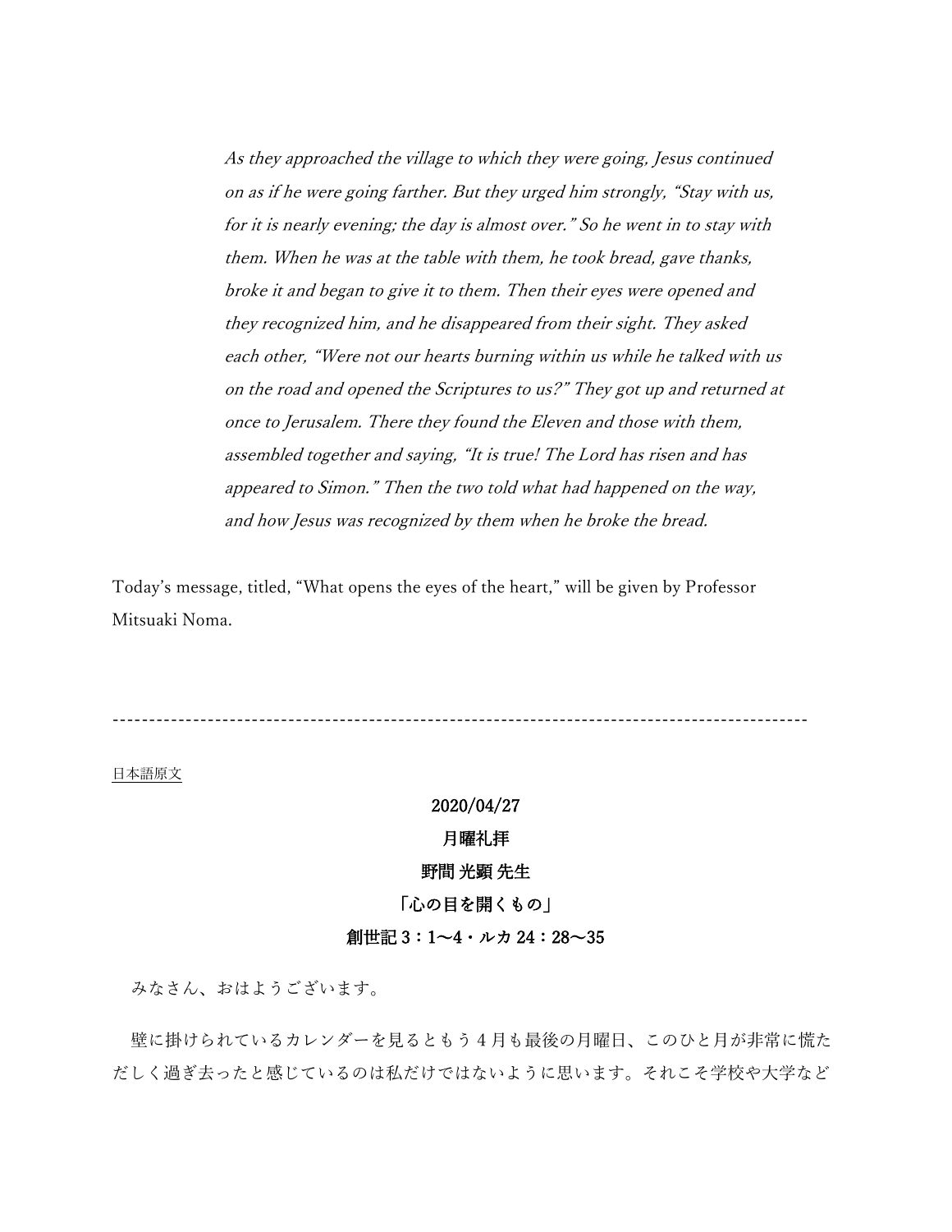*As they approached the village to which they were going, Jesus continued on as if he were going farther. But they urged him strongly, "Stay with us, for it is nearly evening; the day is almost over." So he went in to stay with them. When he was at the table with them, he took bread, gave thanks, broke it and began to give it to them. Then their eyes were opened and they recognized him, and he disappeared from their sight. They asked each other, "Were not our hearts burning within us while he talked with us on the road and opened the Scriptures to us?" They got up and returned at once to Jerusalem. There they found the Eleven and those with them, assembled together and saying, "It is true! The Lord has risen and has appeared to Simon." Then the two told what had happened on the way, and how Jesus was recognized by them when he broke the bread.*

Today's message, titled, "What opens the eyes of the heart," will be given by Professor Mitsuaki Noma.

---

日本語原文

**2020/04/27**

**月曜礼拝**

**野間 光顕 先生**

**「心の目を開くもの」**

**創世記 3：1〜4・ルカ 24：28〜35**

みなさん、おはようございます。

壁に掛けられているカレンダーを見るともう 4 月も最後の月曜日、このひと月が非常に慌ただしく過ぎ去ったと感じているのは私だけではないように思います。それこそ学校や大学など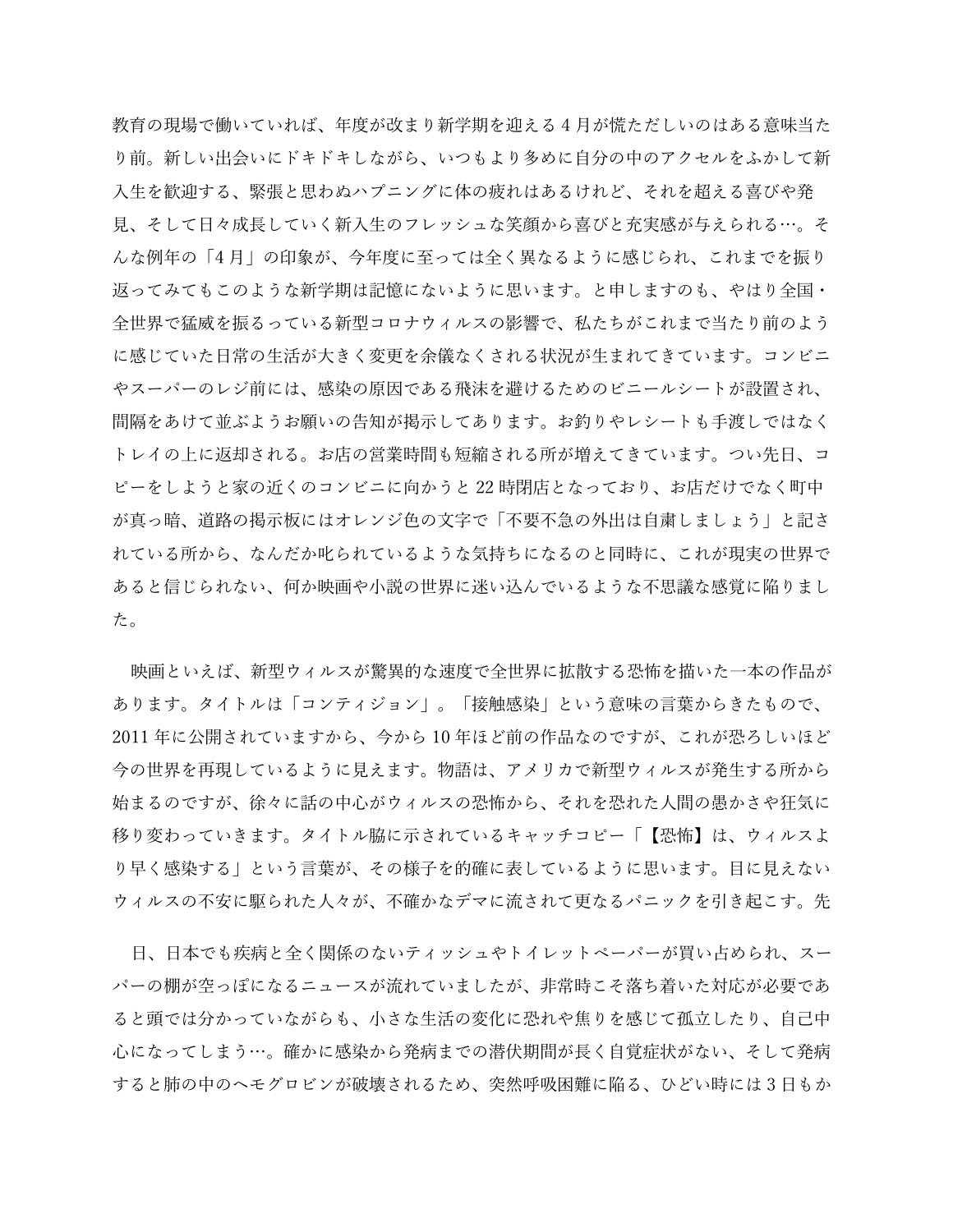教育の現場で働いていれば、年度が改まり新学期を迎える 4 月が慌ただしいのはある意味当たり前。新しい出会いにドキドキしながら、いつもより多めに自分の中のアクセルをふかして新入生を歓迎する、緊張と思わぬハプニングに体の疲れはあるけれど、それを超える喜びや発見、そして日々成長していく新入生のフレッシュな笑顔から喜びと充実感が与えられる…。そんな例年の「4 月」の印象が、今年度に至っては全く異なるように感じられ、これまでを振り返ってみてもこのような新学期は記憶にないように思います。と申しますのも、やはり全国・全世界で猛威を振るっている新型コロナウィルスの影響で、私たちがこれまで当たり前のように感じていた日常の生活が大きく変更を余儀なくされる状況が生まれてきています。コンビニやスーパーのレジ前には、感染の原因である飛沫を避けるためのビニールシートが設置され、間隔をあけて並ぶようお願いの告知が掲示してあります。お釣りやレシートも手渡しではなくトレイの上に返却される。お店の営業時間も短縮される所が増えてきています。つい先日、コピーをしようと家の近くのコンビニに向かうと 22 時閉店となっており、お店だけでなく町中が真っ暗、道路の掲示板にはオレンジ色の文字で「不要不急の外出は自粛しましょう」と記されている所から、なんだか叱られているような気持ちになるのと同時に、これが現実の世界であると信じられない、何か映画や小説の世界に迷い込んでいるような不思議な感覚に陥りました。

映画といえば、新型ウィルスが驚異的な速度で全世界に拡散する恐怖を描いた一本の作品があります。タイトルは「コンティジョン」。「接触感染」という意味の言葉からきたもので、2011 年に公開されていますから、今から 10 年ほど前の作品なのですが、これが恐ろしいほど今の世界を再現しているように見えます。物語は、アメリカで新型ウィルスが発生する所から始まるのですが、徐々に話の中心がウィルスの恐怖から、それを恐れた人間の愚かさや狂気に移り変わっていきます。タイトル脇に示されているキャッチコピー「【恐怖】は、ウィルスより早く感染する」という言葉が、その様子を的確に表しているように思います。目に見えないウィルスの不安に駆られた人々が、不確かなデマに流されて更なるパニックを引き起こす。先

日、日本でも疾病と全く関係のないティッシュやトイレットペーパーが買い占められ、スーパーの棚が空っぽになるニュースが流れていましたが、非常時こそ落ち着いた対応が必要であると頭では分かっていながらも、小さな生活の変化に恐れや焦りを感じて孤立したり、自己中心になってしまう…。確かに感染から発病までの潜伏期間が長く自覚症状がない、そして発病すると肺の中のヘモグロビンが破壊されるため、突然呼吸困難に陥る、ひどい時には 3 日もか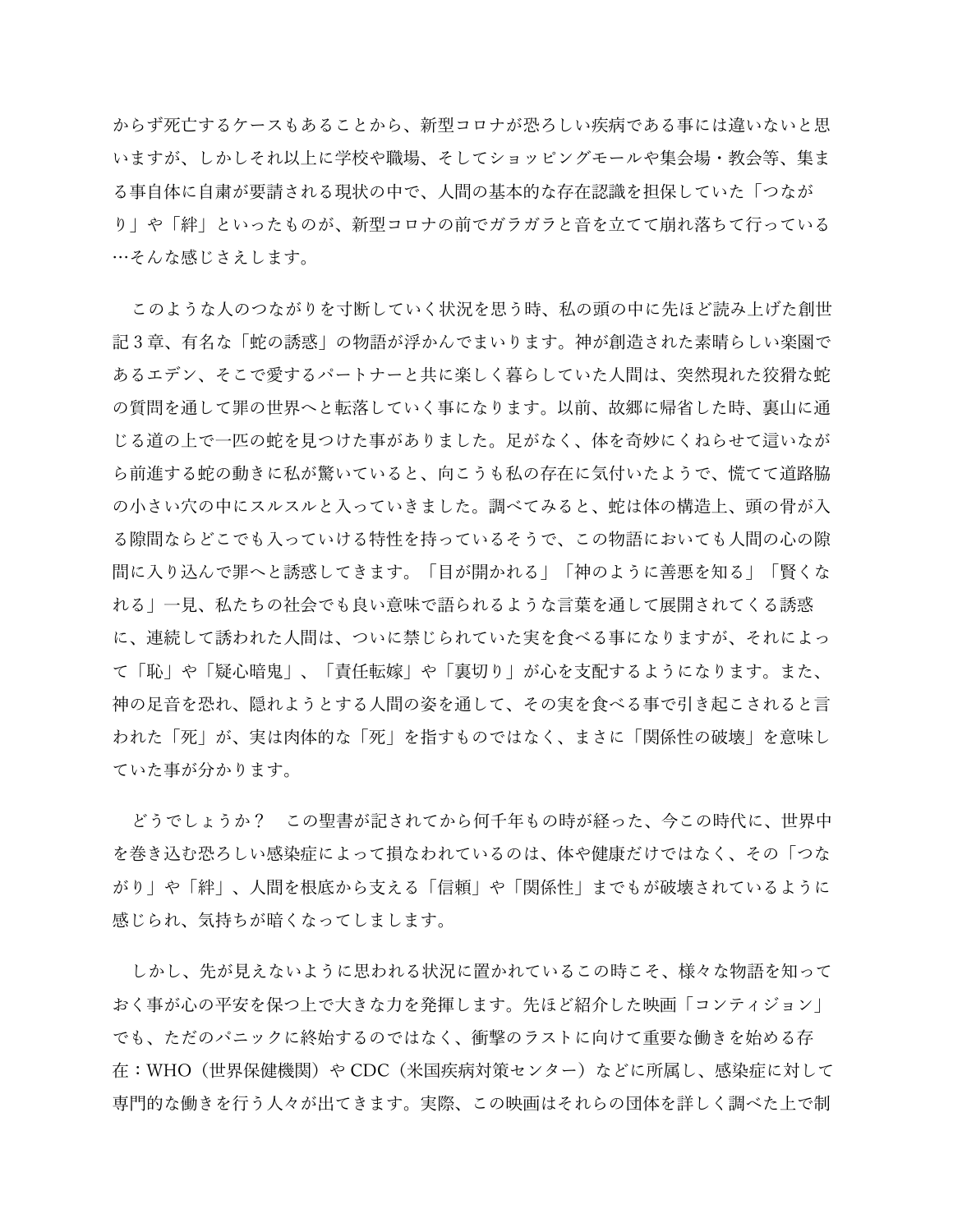からず死亡するケースもあることから、新型コロナが恐ろしい疾病である事には違いないと思いますが、しかしそれ以上に学校や職場、そしてショッピングモールや集会場・教会等、集まる事自体に自粛が要請される現状の中で、人間の基本的な存在認識を担保していた「つながり」や「絆」といったものが、新型コロナの前でガラガラと音を立てて崩れ落ちて行っている…そんな感じさえします。

　このような人のつながりを寸断していく状況を思う時、私の頭の中に先ほど読み上げた創世記３章、有名な「蛇の誘惑」の物語が浮かんでまいります。神が創造された素晴らしい楽園であるエデン、そこで愛するパートナーと共に楽しく暮らしていた人間は、突然現れた狡猾な蛇の質問を通して罪の世界へと転落していく事になります。以前、故郷に帰省した時、裏山に通じる道の上で一匹の蛇を見つけた事がありました。足がなく、体を奇妙にくねらせて這いながら前進する蛇の動きに私が驚いていると、向こうも私の存在に気付いたようで、慌てて道路脇の小さい穴の中にスルスルと入っていきました。調べてみると、蛇は体の構造上、頭の骨が入る隙間ならどこでも入っていける特性を持っているそうで、この物語においても人間の心の隙間に入り込んで罪へと誘惑してきます。「目が開かれる」「神のように善悪を知る」「賢くなれる」一見、私たちの社会でも良い意味で語られるような言葉を通して展開されてくる誘惑に、連続して誘われた人間は、ついに禁じられていた実を食べる事になりますが、それによって「恥」や「疑心暗鬼」、「責任転嫁」や「裏切り」が心を支配するようになります。また、神の足音を恐れ、隠れようとする人間の姿を通して、その実を食べる事で引き起こされると言われた「死」が、実は肉体的な「死」を指すものではなく、まさに「関係性の破壊」を意味していた事が分かります。

　どうでしょうか？　この聖書が記されてから何千年もの時が経った、今この時代に、世界中を巻き込む恐ろしい感染症によって損なわれているのは、体や健康だけではなく、その「つながり」や「絆」、人間を根底から支える「信頼」や「関係性」までもが破壊されているように感じられ、気持ちが暗くなってしまします。

　しかし、先が見えないように思われる状況に置かれているこの時こそ、様々な物語を知っておく事が心の平安を保つ上で大きな力を発揮します。先ほど紹介した映画「コンティジョン」でも、ただのパニックに終始するのではなく、衝撃のラストに向けて重要な働きを始める存在：WHO（世界保健機関）や CDC（米国疾病対策センター）などに所属し、感染症に対して専門的な働きを行う人々が出てきます。実際、この映画はそれらの団体を詳しく調べた上で制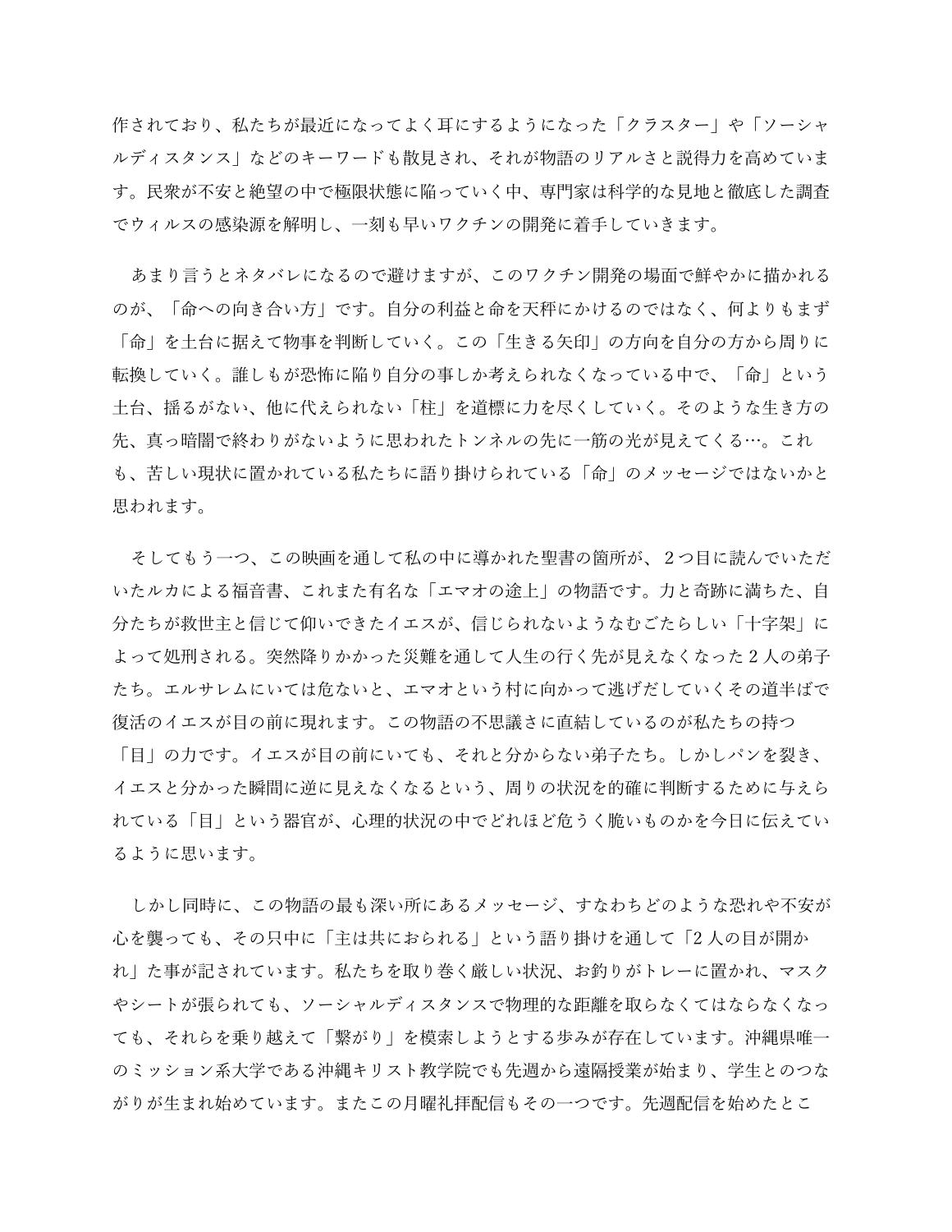作されており、私たちが最近になってよく耳にするようになった「クラスター」や「ソーシャルディスタンス」などのキーワードも散見され、それが物語のリアルさと説得力を高めています。民衆が不安と絶望の中で極限状態に陥っていく中、専門家は科学的な見地と徹底した調査でウィルスの感染源を解明し、一刻も早いワクチンの開発に着手していきます。

　あまり言うとネタバレになるので避けますが、このワクチン開発の場面で鮮やかに描かれるのが、「命への向き合い方」です。自分の利益と命を天秤にかけるのではなく、何よりもまず「命」を土台に据えて物事を判断していく。この「生きる矢印」の方向を自分の方から周りに転換していく。誰しもが恐怖に陥り自分の事しか考えられなくなっている中で、「命」という土台、揺るがない、他に代えられない「柱」を道標に力を尽くしていく。そのような生き方の先、真っ暗闇で終わりがないように思われたトンネルの先に一筋の光が見えてくる…。これも、苦しい現状に置かれている私たちに語り掛けられている「命」のメッセージではないかと思われます。

　そしてもう一つ、この映画を通して私の中に導かれた聖書の箇所が、２つ目に読んでいただいたルカによる福音書、これまた有名な「エマオの途上」の物語です。力と奇跡に満ちた、自分たちが救世主と信じて仰いできたイエスが、信じられないようなむごたらしい「十字架」によって処刑される。突然降りかかった災難を通して人生の行く先が見えなくなった２人の弟子たち。エルサレムにいては危ないと、エマオという村に向かって逃げだしていくその道半ばで復活のイエスが目の前に現れます。この物語の不思議さに直結しているのが私たちの持つ「目」の力です。イエスが目の前にいても、それと分からない弟子たち。しかしパンを裂き、イエスと分かった瞬間に逆に見えなくなるという、周りの状況を的確に判断するために与えられている「目」という器官が、心理的状況の中でどれほど危うく脆いものかを今日に伝えているように思います。

　しかし同時に、この物語の最も深い所にあるメッセージ、すなわちどのような恐れや不安が心を襲っても、その只中に「主は共におられる」という語り掛けを通して「2 人の目が開かれ」た事が記されています。私たちを取り巻く厳しい状況、お釣りがトレーに置かれ、マスクやシートが張られても、ソーシャルディスタンスで物理的な距離を取らなくてはならなくなっても、それらを乗り越えて「繋がり」を模索しようとする歩みが存在しています。沖縄県唯一のミッション系大学である沖縄キリスト教学院でも先週から遠隔授業が始まり、学生とのつながりが生まれ始めています。またこの月曜礼拝配信もその一つです。先週配信を始めたとこ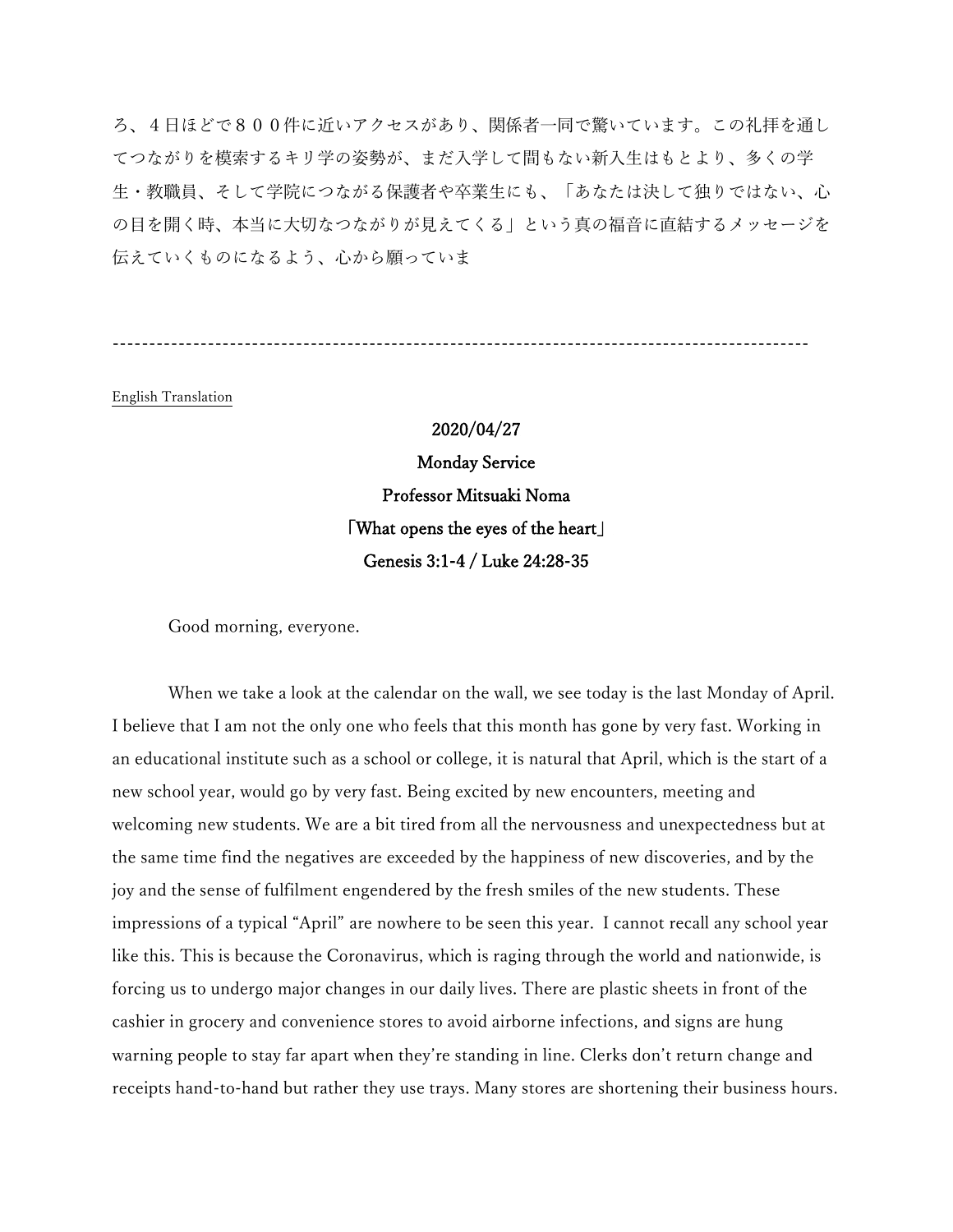ろ、４日ほどで８００件に近いアクセスがあり、関係者一同で驚いています。この礼拝を通してつながりを模索するキリ学の姿勢が、まだ入学して間もない新入生はもとより、多くの学生・教職員、そして学院につながる保護者や卒業生にも、「あなたは決して独りではない、心の目を開く時、本当に大切なつながりが見えてくる」という真の福音に直結するメッセージを伝えていくものになるよう、心から願っていま

-----------------------------------------------------------------------------------------------

English Translation

**2020/04/27**

**Monday Service**

**Professor Mitsuaki Noma**

**「What opens the eyes of the heart」**

**Genesis 3:1-4 / Luke 24:28-35**

Good morning, everyone.

When we take a look at the calendar on the wall, we see today is the last Monday of April. I believe that I am not the only one who feels that this month has gone by very fast. Working in an educational institute such as a school or college, it is natural that April, which is the start of a new school year, would go by very fast. Being excited by new encounters, meeting and welcoming new students. We are a bit tired from all the nervousness and unexpectedness but at the same time find the negatives are exceeded by the happiness of new discoveries, and by the joy and the sense of fulfilment engendered by the fresh smiles of the new students. These impressions of a typical "April" are nowhere to be seen this year. I cannot recall any school year like this. This is because the Coronavirus, which is raging through the world and nationwide, is forcing us to undergo major changes in our daily lives. There are plastic sheets in front of the cashier in grocery and convenience stores to avoid airborne infections, and signs are hung warning people to stay far apart when they're standing in line. Clerks don't return change and receipts hand-to-hand but rather they use trays. Many stores are shortening their business hours.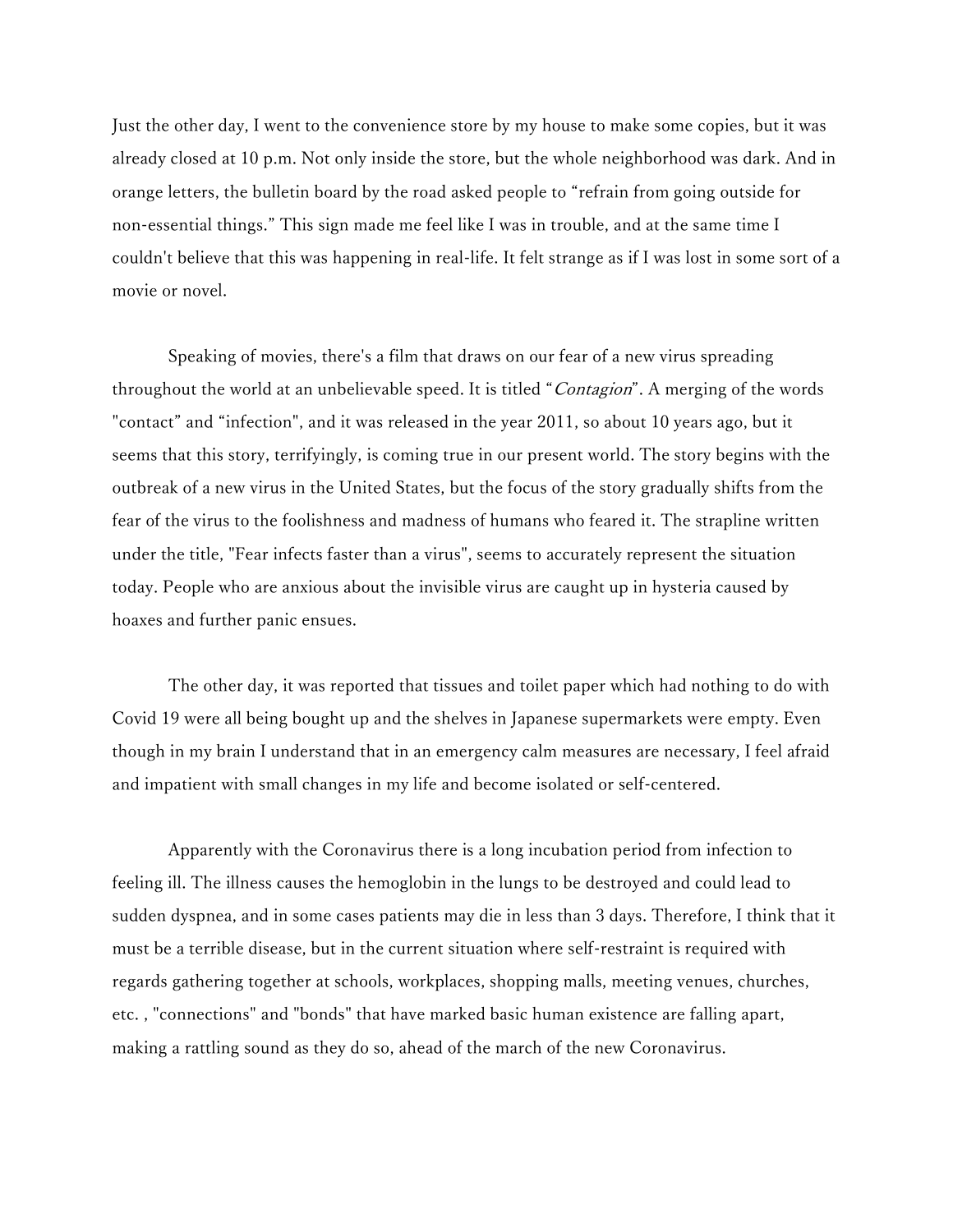Just the other day, I went to the convenience store by my house to make some copies, but it was already closed at 10 p.m. Not only inside the store, but the whole neighborhood was dark. And in orange letters, the bulletin board by the road asked people to “refrain from going outside for non-essential things.” This sign made me feel like I was in trouble, and at the same time I couldn't believe that this was happening in real-life. It felt strange as if I was lost in some sort of a movie or novel.

Speaking of movies, there's a film that draws on our fear of a new virus spreading throughout the world at an unbelievable speed. It is titled “*Contagion*”. A merging of the words "contact” and “infection", and it was released in the year 2011, so about 10 years ago, but it seems that this story, terrifyingly, is coming true in our present world. The story begins with the outbreak of a new virus in the United States, but the focus of the story gradually shifts from the fear of the virus to the foolishness and madness of humans who feared it. The strapline written under the title, "Fear infects faster than a virus", seems to accurately represent the situation today. People who are anxious about the invisible virus are caught up in hysteria caused by hoaxes and further panic ensues.

The other day, it was reported that tissues and toilet paper which had nothing to do with Covid 19 were all being bought up and the shelves in Japanese supermarkets were empty. Even though in my brain I understand that in an emergency calm measures are necessary, I feel afraid and impatient with small changes in my life and become isolated or self-centered.

Apparently with the Coronavirus there is a long incubation period from infection to feeling ill. The illness causes the hemoglobin in the lungs to be destroyed and could lead to sudden dyspnea, and in some cases patients may die in less than 3 days. Therefore, I think that it must be a terrible disease, but in the current situation where self-restraint is required with regards gathering together at schools, workplaces, shopping malls, meeting venues, churches, etc. , "connections" and "bonds" that have marked basic human existence are falling apart, making a rattling sound as they do so, ahead of the march of the new Coronavirus.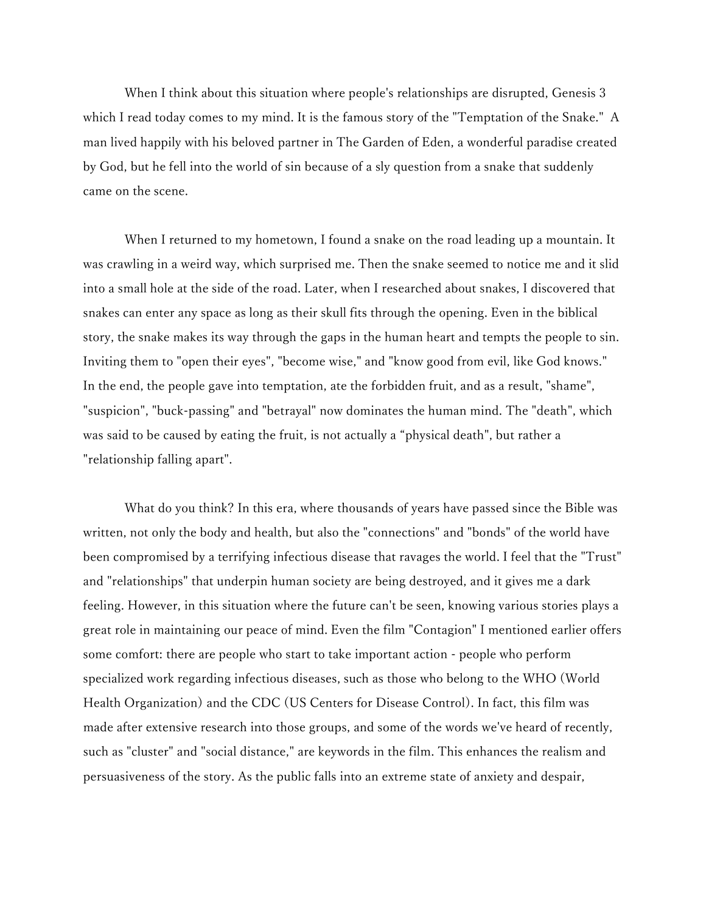When I think about this situation where people's relationships are disrupted, Genesis 3 which I read today comes to my mind. It is the famous story of the "Temptation of the Snake." A man lived happily with his beloved partner in The Garden of Eden, a wonderful paradise created by God, but he fell into the world of sin because of a sly question from a snake that suddenly came on the scene.

When I returned to my hometown, I found a snake on the road leading up a mountain. It was crawling in a weird way, which surprised me. Then the snake seemed to notice me and it slid into a small hole at the side of the road. Later, when I researched about snakes, I discovered that snakes can enter any space as long as their skull fits through the opening. Even in the biblical story, the snake makes its way through the gaps in the human heart and tempts the people to sin. Inviting them to "open their eyes", "become wise," and "know good from evil, like God knows." In the end, the people gave into temptation, ate the forbidden fruit, and as a result, "shame", "suspicion", "buck-passing" and "betrayal" now dominates the human mind. The "death", which was said to be caused by eating the fruit, is not actually a "physical death", but rather a "relationship falling apart".

What do you think? In this era, where thousands of years have passed since the Bible was written, not only the body and health, but also the "connections" and "bonds" of the world have been compromised by a terrifying infectious disease that ravages the world. I feel that the "Trust" and "relationships" that underpin human society are being destroyed, and it gives me a dark feeling. However, in this situation where the future can't be seen, knowing various stories plays a great role in maintaining our peace of mind. Even the film "Contagion" I mentioned earlier offers some comfort: there are people who start to take important action - people who perform specialized work regarding infectious diseases, such as those who belong to the WHO (World Health Organization) and the CDC (US Centers for Disease Control). In fact, this film was made after extensive research into those groups, and some of the words we've heard of recently, such as "cluster" and "social distance," are keywords in the film. This enhances the realism and persuasiveness of the story. As the public falls into an extreme state of anxiety and despair,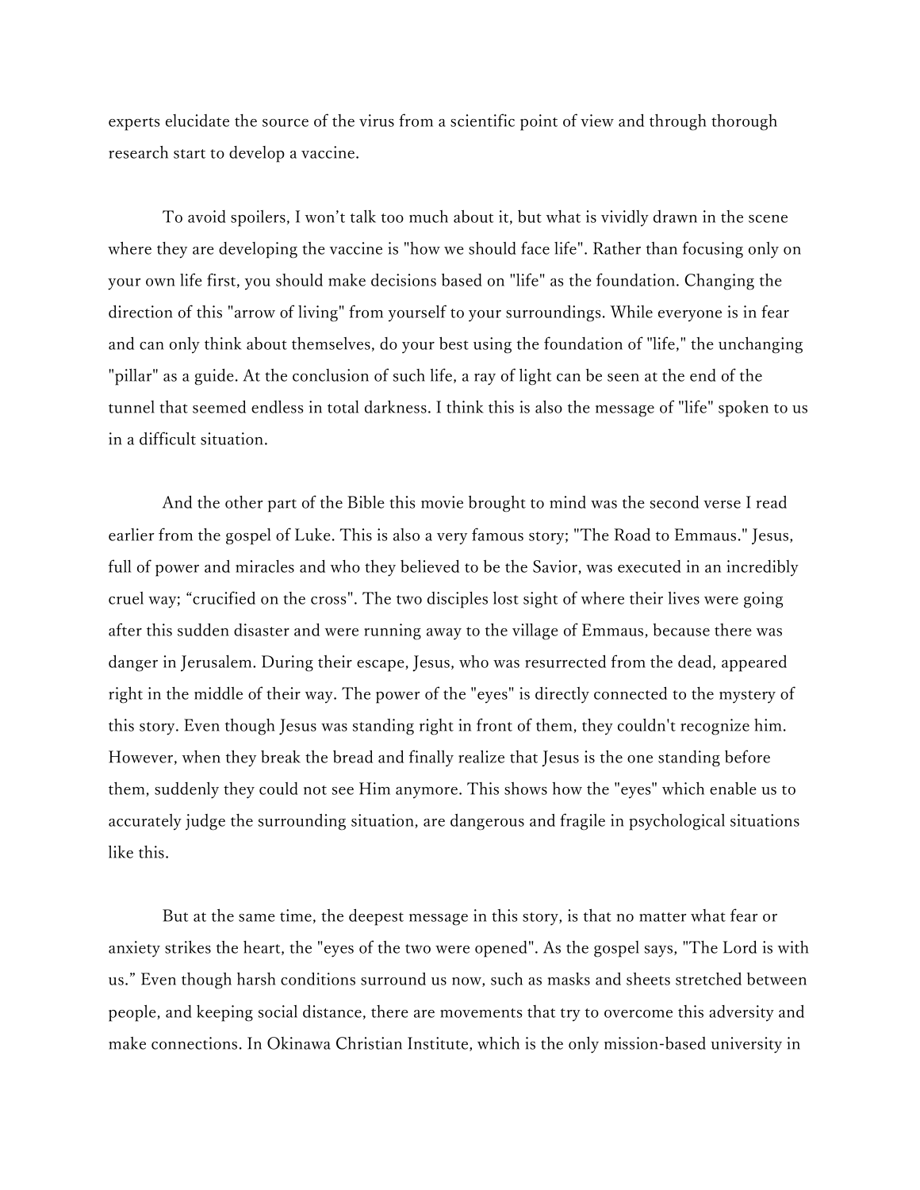experts elucidate the source of the virus from a scientific point of view and through thorough research start to develop a vaccine.

To avoid spoilers, I won't talk too much about it, but what is vividly drawn in the scene where they are developing the vaccine is "how we should face life". Rather than focusing only on your own life first, you should make decisions based on "life" as the foundation. Changing the direction of this "arrow of living" from yourself to your surroundings. While everyone is in fear and can only think about themselves, do your best using the foundation of "life," the unchanging "pillar" as a guide. At the conclusion of such life, a ray of light can be seen at the end of the tunnel that seemed endless in total darkness. I think this is also the message of "life" spoken to us in a difficult situation.

And the other part of the Bible this movie brought to mind was the second verse I read earlier from the gospel of Luke. This is also a very famous story; "The Road to Emmaus." Jesus, full of power and miracles and who they believed to be the Savior, was executed in an incredibly cruel way; "crucified on the cross". The two disciples lost sight of where their lives were going after this sudden disaster and were running away to the village of Emmaus, because there was danger in Jerusalem. During their escape, Jesus, who was resurrected from the dead, appeared right in the middle of their way. The power of the "eyes" is directly connected to the mystery of this story. Even though Jesus was standing right in front of them, they couldn't recognize him. However, when they break the bread and finally realize that Jesus is the one standing before them, suddenly they could not see Him anymore. This shows how the "eyes" which enable us to accurately judge the surrounding situation, are dangerous and fragile in psychological situations like this.

But at the same time, the deepest message in this story, is that no matter what fear or anxiety strikes the heart, the "eyes of the two were opened". As the gospel says, "The Lord is with us." Even though harsh conditions surround us now, such as masks and sheets stretched between people, and keeping social distance, there are movements that try to overcome this adversity and make connections. In Okinawa Christian Institute, which is the only mission-based university in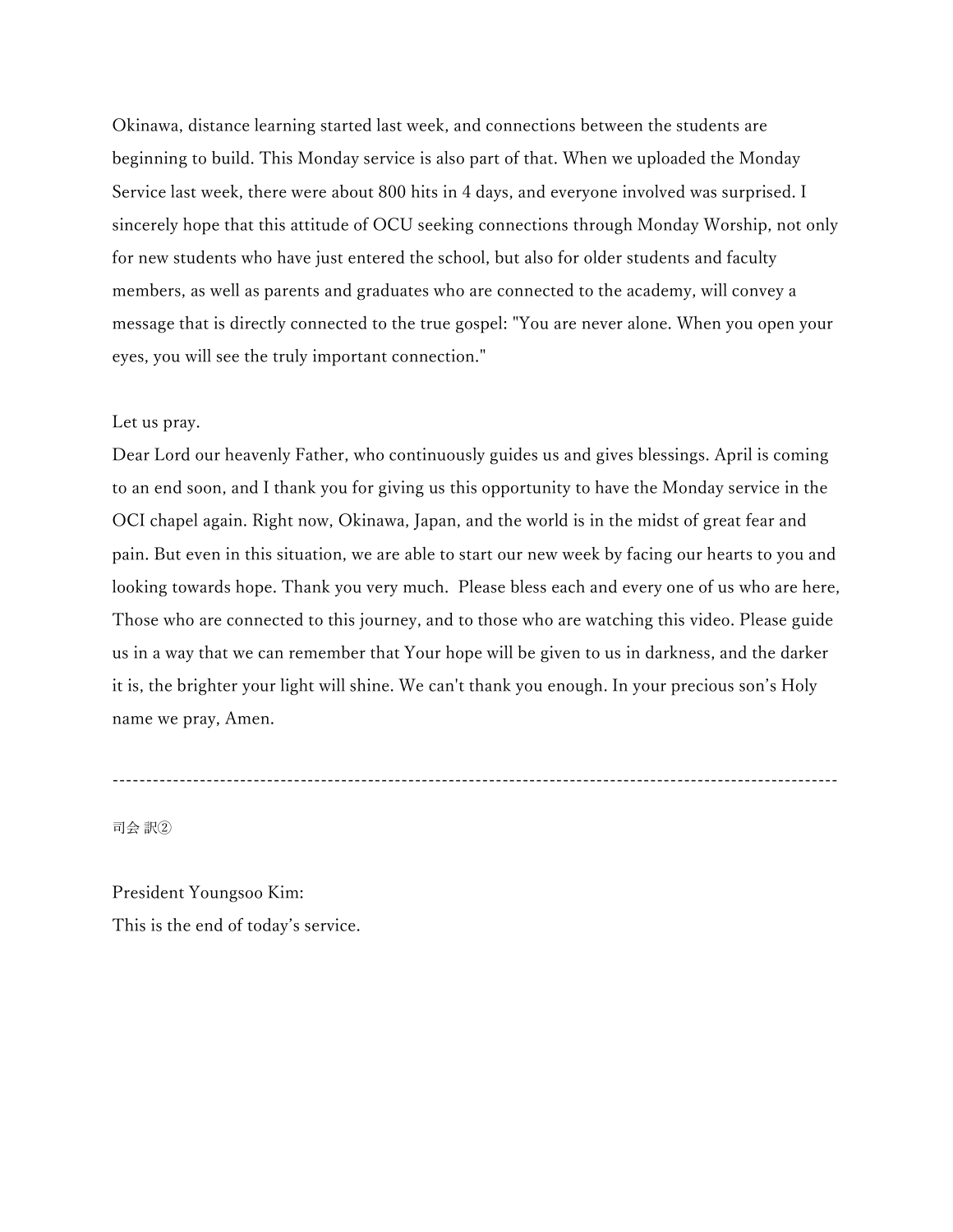Okinawa, distance learning started last week, and connections between the students are beginning to build. This Monday service is also part of that. When we uploaded the Monday Service last week, there were about 800 hits in 4 days, and everyone involved was surprised. I sincerely hope that this attitude of OCU seeking connections through Monday Worship, not only for new students who have just entered the school, but also for older students and faculty members, as well as parents and graduates who are connected to the academy, will convey a message that is directly connected to the true gospel: "You are never alone. When you open your eyes, you will see the truly important connection."

Let us pray.
Dear Lord our heavenly Father, who continuously guides us and gives blessings. April is coming to an end soon, and I thank you for giving us this opportunity to have the Monday service in the OCI chapel again. Right now, Okinawa, Japan, and the world is in the midst of great fear and pain. But even in this situation, we are able to start our new week by facing our hearts to you and looking towards hope. Thank you very much. Please bless each and every one of us who are here, Those who are connected to this journey, and to those who are watching this video. Please guide us in a way that we can remember that Your hope will be given to us in darkness, and the darker it is, the brighter your light will shine. We can't thank you enough. In your precious son's Holy name we pray, Amen.

---

司会 訳②

President Youngsoo Kim:
This is the end of today's service.